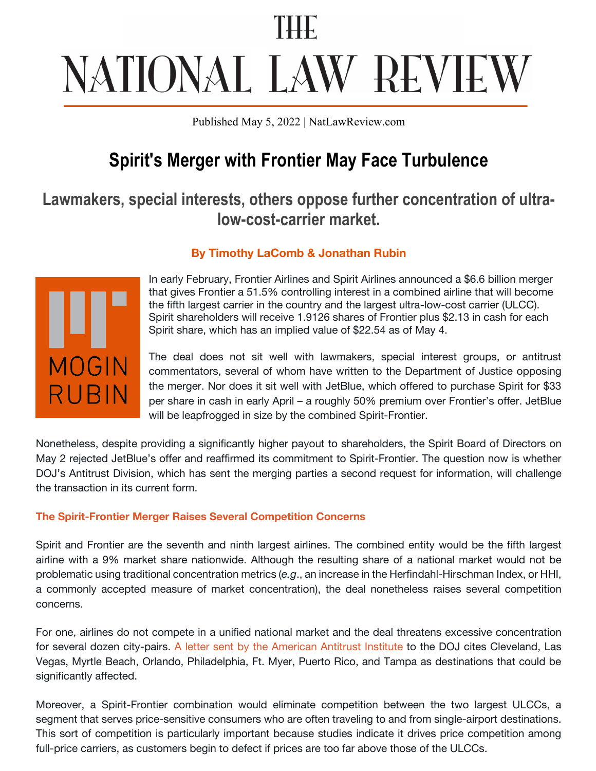# THE NATIONAL LAW REVIEW

Published May 5, 2022 | NatLawReview.com

## Spirit's Merger with Frontier May Face Turbulence

### Lawmakers, special interests, others oppose further concentration of ultra-low-cost-carrier market.

**By Timothy LaComb & Jonathan Rubin**

MOGIN RUBIN

In early February, Frontier Airlines and Spirit Airlines announced a $6.6 billion merger that gives Frontier a 51.5% controlling interest in a combined airline that will become the fifth largest carrier in the country and the largest ultra-low-cost carrier (ULCC). Spirit shareholders will receive 1.9126 shares of Frontier plus $2.13 in cash for each Spirit share, which has an implied value of $22.54 as of May 4.

The deal does not sit well with lawmakers, special interest groups, or antitrust commentators, several of whom have written to the Department of Justice opposing the merger. Nor does it sit well with JetBlue, which offered to purchase Spirit for $33 per share in cash in early April – a roughly 50% premium over Frontier's offer. JetBlue will be leapfrogged in size by the combined Spirit-Frontier.

Nonetheless, despite providing a significantly higher payout to shareholders, the Spirit Board of Directors on May 2 rejected JetBlue's offer and reaffirmed its commitment to Spirit-Frontier. The question now is whether DOJ's Antitrust Division, which has sent the merging parties a second request for information, will challenge the transaction in its current form.

#### The Spirit-Frontier Merger Raises Several Competition Concerns

Spirit and Frontier are the seventh and ninth largest airlines. The combined entity would be the fifth largest airline with a 9% market share nationwide. Although the resulting share of a national market would not be problematic using traditional concentration metrics (*e.g.*, an increase in the Herfindahl-Hirschman Index, or HHI, a commonly accepted measure of market concentration), the deal nonetheless raises several competition concerns.

For one, airlines do not compete in a unified national market and the deal threatens excessive concentration for several dozen city-pairs. A letter sent by the American Antitrust Institute to the DOJ cites Cleveland, Las Vegas, Myrtle Beach, Orlando, Philadelphia, Ft. Myer, Puerto Rico, and Tampa as destinations that could be significantly affected.

Moreover, a Spirit-Frontier combination would eliminate competition between the two largest ULCCs, a segment that serves price-sensitive consumers who are often traveling to and from single-airport destinations. This sort of competition is particularly important because studies indicate it drives price competition among full-price carriers, as customers begin to defect if prices are too far above those of the ULCCs.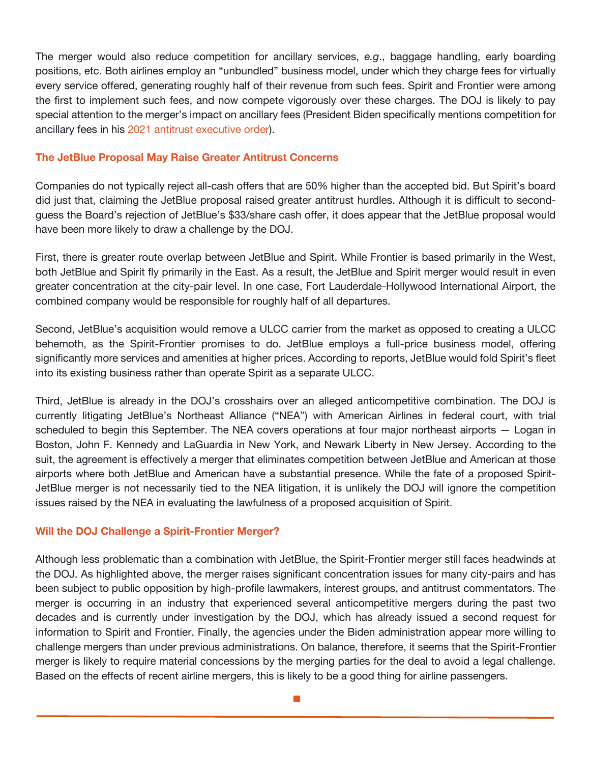The merger would also reduce competition for ancillary services, *e.g.*, baggage handling, early boarding positions, etc. Both airlines employ an "unbundled" business model, under which they charge fees for virtually every service offered, generating roughly half of their revenue from such fees. Spirit and Frontier were among the first to implement such fees, and now compete vigorously over these charges. The DOJ is likely to pay special attention to the merger's impact on ancillary fees (President Biden specifically mentions competition for ancillary fees in his 2021 antitrust executive order).

## The JetBlue Proposal May Raise Greater Antitrust Concerns

Companies do not typically reject all-cash offers that are 50% higher than the accepted bid. But Spirit's board did just that, claiming the JetBlue proposal raised greater antitrust hurdles. Although it is difficult to second-guess the Board's rejection of JetBlue's $33/share cash offer, it does appear that the JetBlue proposal would have been more likely to draw a challenge by the DOJ.

First, there is greater route overlap between JetBlue and Spirit. While Frontier is based primarily in the West, both JetBlue and Spirit fly primarily in the East. As a result, the JetBlue and Spirit merger would result in even greater concentration at the city-pair level. In one case, Fort Lauderdale-Hollywood International Airport, the combined company would be responsible for roughly half of all departures.

Second, JetBlue's acquisition would remove a ULCC carrier from the market as opposed to creating a ULCC behemoth, as the Spirit-Frontier promises to do. JetBlue employs a full-price business model, offering significantly more services and amenities at higher prices. According to reports, JetBlue would fold Spirit's fleet into its existing business rather than operate Spirit as a separate ULCC.

Third, JetBlue is already in the DOJ's crosshairs over an alleged anticompetitive combination. The DOJ is currently litigating JetBlue's Northeast Alliance ("NEA") with American Airlines in federal court, with trial scheduled to begin this September. The NEA covers operations at four major northeast airports — Logan in Boston, John F. Kennedy and LaGuardia in New York, and Newark Liberty in New Jersey. According to the suit, the agreement is effectively a merger that eliminates competition between JetBlue and American at those airports where both JetBlue and American have a substantial presence. While the fate of a proposed Spirit-JetBlue merger is not necessarily tied to the NEA litigation, it is unlikely the DOJ will ignore the competition issues raised by the NEA in evaluating the lawfulness of a proposed acquisition of Spirit.

## Will the DOJ Challenge a Spirit-Frontier Merger?

Although less problematic than a combination with JetBlue, the Spirit-Frontier merger still faces headwinds at the DOJ. As highlighted above, the merger raises significant concentration issues for many city-pairs and has been subject to public opposition by high-profile lawmakers, interest groups, and antitrust commentators. The merger is occurring in an industry that experienced several anticompetitive mergers during the past two decades and is currently under investigation by the DOJ, which has already issued a second request for information to Spirit and Frontier. Finally, the agencies under the Biden administration appear more willing to challenge mergers than under previous administrations. On balance, therefore, it seems that the Spirit-Frontier merger is likely to require material concessions by the merging parties for the deal to avoid a legal challenge. Based on the effects of recent airline mergers, this is likely to be a good thing for airline passengers.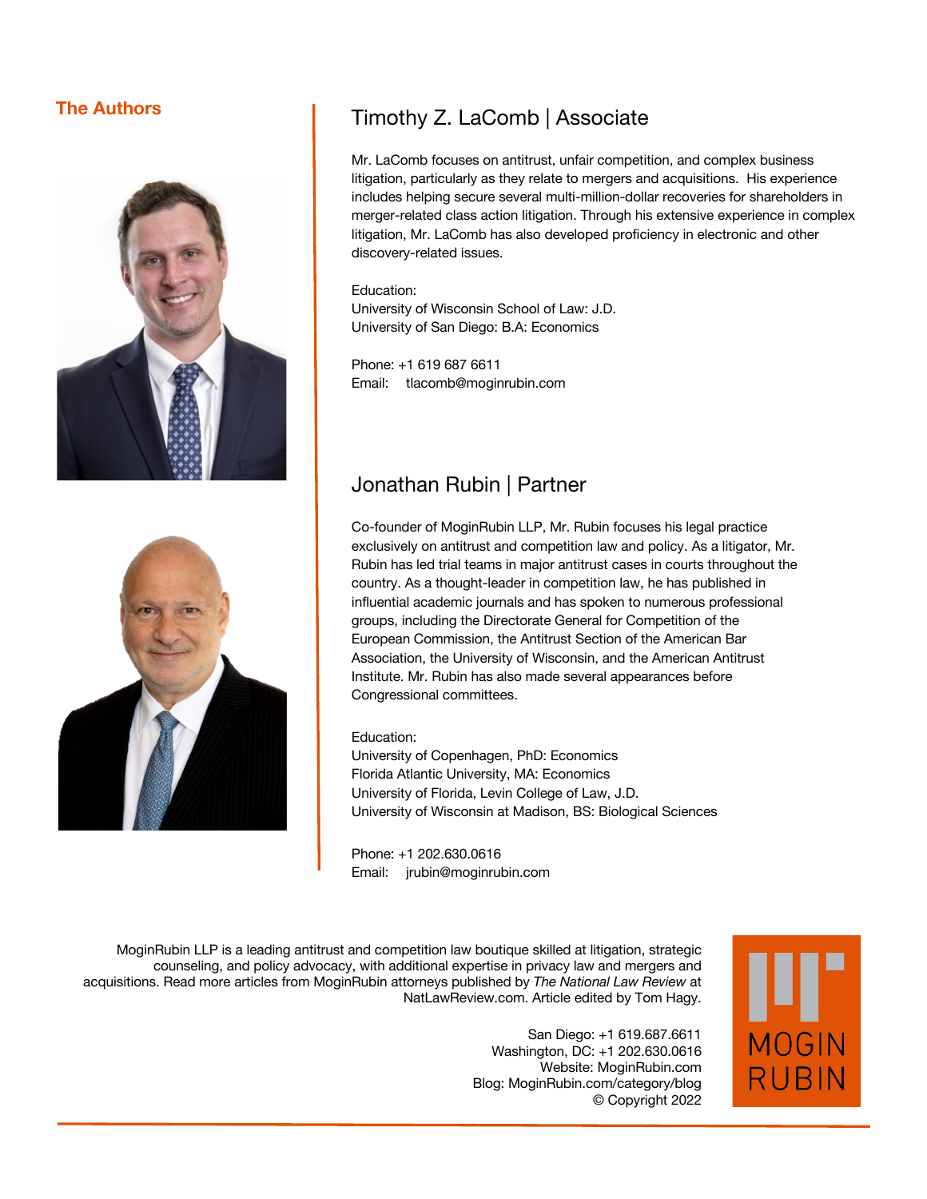## The Authors

### Timothy Z. LaComb | Associate

Mr. LaComb focuses on antitrust, unfair competition, and complex business litigation, particularly as they relate to mergers and acquisitions. His experience includes helping secure several multi-million-dollar recoveries for shareholders in merger-related class action litigation. Through his extensive experience in complex litigation, Mr. LaComb has also developed proficiency in electronic and other discovery-related issues.

Education:
University of Wisconsin School of Law: J.D.
University of San Diego: B.A: Economics

Phone: +1 619 687 6611
Email: tlacomb@moginrubin.com

### Jonathan Rubin | Partner

Co-founder of MoginRubin LLP, Mr. Rubin focuses his legal practice exclusively on antitrust and competition law and policy. As a litigator, Mr. Rubin has led trial teams in major antitrust cases in courts throughout the country. As a thought-leader in competition law, he has published in influential academic journals and has spoken to numerous professional groups, including the Directorate General for Competition of the European Commission, the Antitrust Section of the American Bar Association, the University of Wisconsin, and the American Antitrust Institute. Mr. Rubin has also made several appearances before Congressional committees.

Education:
University of Copenhagen, PhD: Economics
Florida Atlantic University, MA: Economics
University of Florida, Levin College of Law, J.D.
University of Wisconsin at Madison, BS: Biological Sciences

Phone: +1 202.630.0616
Email: jrubin@moginrubin.com

MoginRubin LLP is a leading antitrust and competition law boutique skilled at litigation, strategic counseling, and policy advocacy, with additional expertise in privacy law and mergers and acquisitions. Read more articles from MoginRubin attorneys published by *The National Law Review* at NatLawReview.com. Article edited by Tom Hagy.

San Diego: +1 619.687.6611
Washington, DC: +1 202.630.0616
Website: MoginRubin.com
Blog: MoginRubin.com/category/blog
© Copyright 2022

MOGIN RUBIN